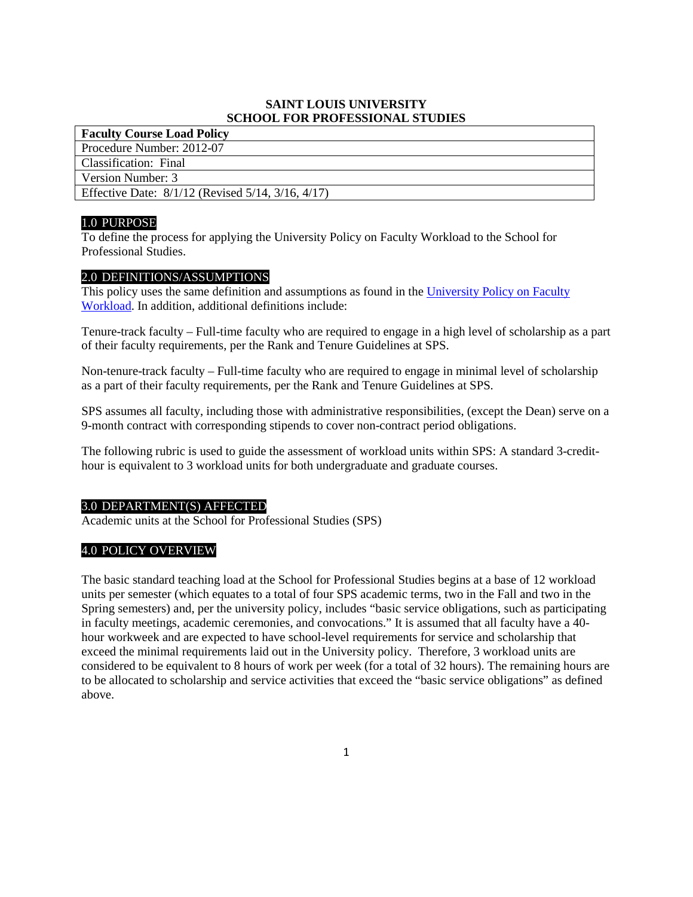**SAINT LOUIS UNIVERSITY**
**SCHOOL FOR PROFESSIONAL STUDIES**

| **Faculty Course Load Policy** |
|---|
| Procedure Number: 2012-07 |
| Classification: Final |
| Version Number: 3 |
| Effective Date: 8/1/12 (Revised 5/14, 3/16, 4/17) |

## 1.0 PURPOSE

To define the process for applying the University Policy on Faculty Workload to the School for Professional Studies.

## 2.0 DEFINITIONS/ASSUMPTIONS

This policy uses the same definition and assumptions as found in the University Policy on Faculty Workload. In addition, additional definitions include:

Tenure-track faculty – Full-time faculty who are required to engage in a high level of scholarship as a part of their faculty requirements, per the Rank and Tenure Guidelines at SPS.

Non-tenure-track faculty – Full-time faculty who are required to engage in minimal level of scholarship as a part of their faculty requirements, per the Rank and Tenure Guidelines at SPS.

SPS assumes all faculty, including those with administrative responsibilities, (except the Dean) serve on a 9-month contract with corresponding stipends to cover non-contract period obligations.

The following rubric is used to guide the assessment of workload units within SPS: A standard 3-credit-hour is equivalent to 3 workload units for both undergraduate and graduate courses.

## 3.0 DEPARTMENT(S) AFFECTED

Academic units at the School for Professional Studies (SPS)

## 4.0 POLICY OVERVIEW

The basic standard teaching load at the School for Professional Studies begins at a base of 12 workload units per semester (which equates to a total of four SPS academic terms, two in the Fall and two in the Spring semesters) and, per the university policy, includes "basic service obligations, such as participating in faculty meetings, academic ceremonies, and convocations." It is assumed that all faculty have a 40-hour workweek and are expected to have school-level requirements for service and scholarship that exceed the minimal requirements laid out in the University policy. Therefore, 3 workload units are considered to be equivalent to 8 hours of work per week (for a total of 32 hours). The remaining hours are to be allocated to scholarship and service activities that exceed the "basic service obligations" as defined above.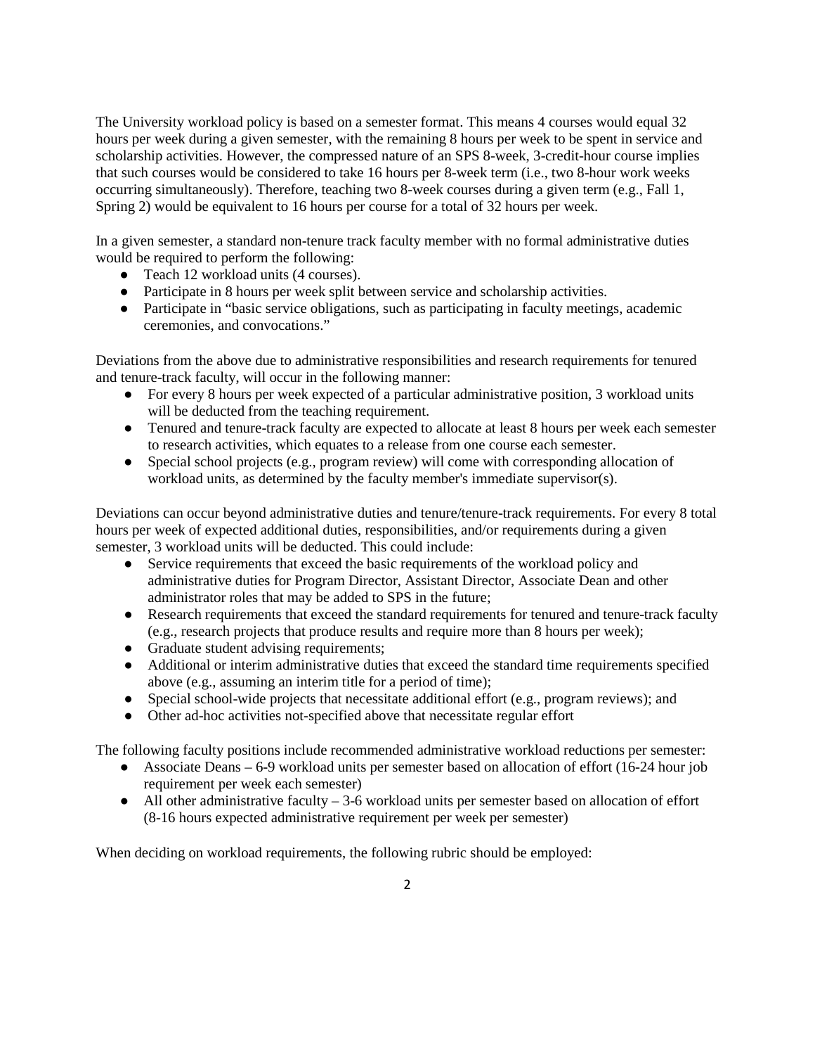The University workload policy is based on a semester format. This means 4 courses would equal 32 hours per week during a given semester, with the remaining 8 hours per week to be spent in service and scholarship activities. However, the compressed nature of an SPS 8-week, 3-credit-hour course implies that such courses would be considered to take 16 hours per 8-week term (i.e., two 8-hour work weeks occurring simultaneously). Therefore, teaching two 8-week courses during a given term (e.g., Fall 1, Spring 2) would be equivalent to 16 hours per course for a total of 32 hours per week.

In a given semester, a standard non-tenure track faculty member with no formal administrative duties would be required to perform the following:

- Teach 12 workload units (4 courses).
- Participate in 8 hours per week split between service and scholarship activities.
- Participate in "basic service obligations, such as participating in faculty meetings, academic ceremonies, and convocations."

Deviations from the above due to administrative responsibilities and research requirements for tenured and tenure-track faculty, will occur in the following manner:

- For every 8 hours per week expected of a particular administrative position, 3 workload units will be deducted from the teaching requirement.
- Tenured and tenure-track faculty are expected to allocate at least 8 hours per week each semester to research activities, which equates to a release from one course each semester.
- Special school projects (e.g., program review) will come with corresponding allocation of workload units, as determined by the faculty member's immediate supervisor(s).

Deviations can occur beyond administrative duties and tenure/tenure-track requirements. For every 8 total hours per week of expected additional duties, responsibilities, and/or requirements during a given semester, 3 workload units will be deducted. This could include:

- Service requirements that exceed the basic requirements of the workload policy and administrative duties for Program Director, Assistant Director, Associate Dean and other administrator roles that may be added to SPS in the future;
- Research requirements that exceed the standard requirements for tenured and tenure-track faculty (e.g., research projects that produce results and require more than 8 hours per week);
- Graduate student advising requirements;
- Additional or interim administrative duties that exceed the standard time requirements specified above (e.g., assuming an interim title for a period of time);
- Special school-wide projects that necessitate additional effort (e.g., program reviews); and
- Other ad-hoc activities not-specified above that necessitate regular effort

The following faculty positions include recommended administrative workload reductions per semester:

- Associate Deans – 6-9 workload units per semester based on allocation of effort (16-24 hour job requirement per week each semester)
- All other administrative faculty – 3-6 workload units per semester based on allocation of effort (8-16 hours expected administrative requirement per week per semester)

When deciding on workload requirements, the following rubric should be employed: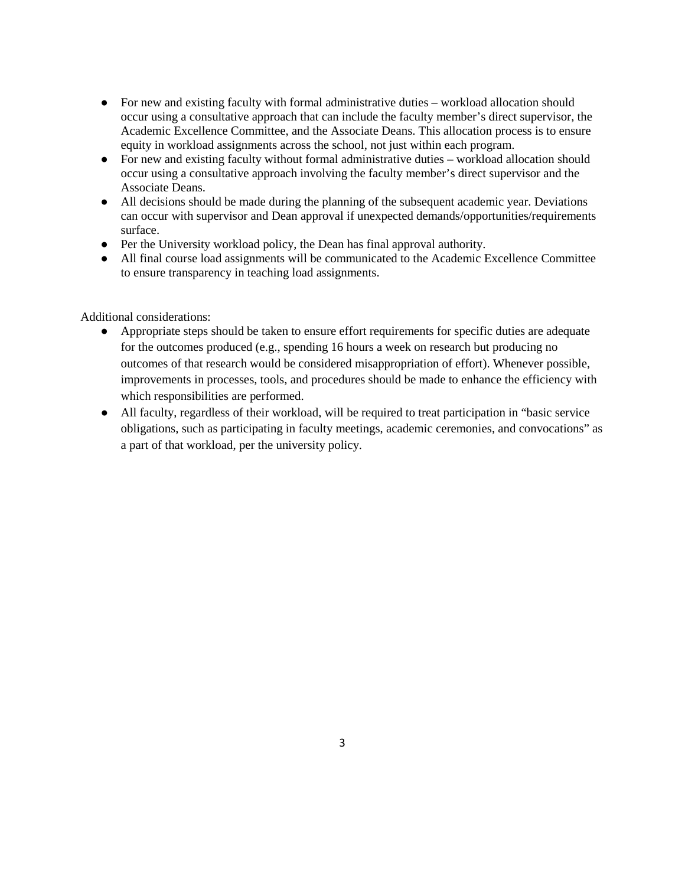- For new and existing faculty with formal administrative duties – workload allocation should occur using a consultative approach that can include the faculty member's direct supervisor, the Academic Excellence Committee, and the Associate Deans. This allocation process is to ensure equity in workload assignments across the school, not just within each program.
- For new and existing faculty without formal administrative duties – workload allocation should occur using a consultative approach involving the faculty member's direct supervisor and the Associate Deans.
- All decisions should be made during the planning of the subsequent academic year. Deviations can occur with supervisor and Dean approval if unexpected demands/opportunities/requirements surface.
- Per the University workload policy, the Dean has final approval authority.
- All final course load assignments will be communicated to the Academic Excellence Committee to ensure transparency in teaching load assignments.

Additional considerations:

- Appropriate steps should be taken to ensure effort requirements for specific duties are adequate for the outcomes produced (e.g., spending 16 hours a week on research but producing no outcomes of that research would be considered misappropriation of effort). Whenever possible, improvements in processes, tools, and procedures should be made to enhance the efficiency with which responsibilities are performed.
- All faculty, regardless of their workload, will be required to treat participation in "basic service obligations, such as participating in faculty meetings, academic ceremonies, and convocations" as a part of that workload, per the university policy.